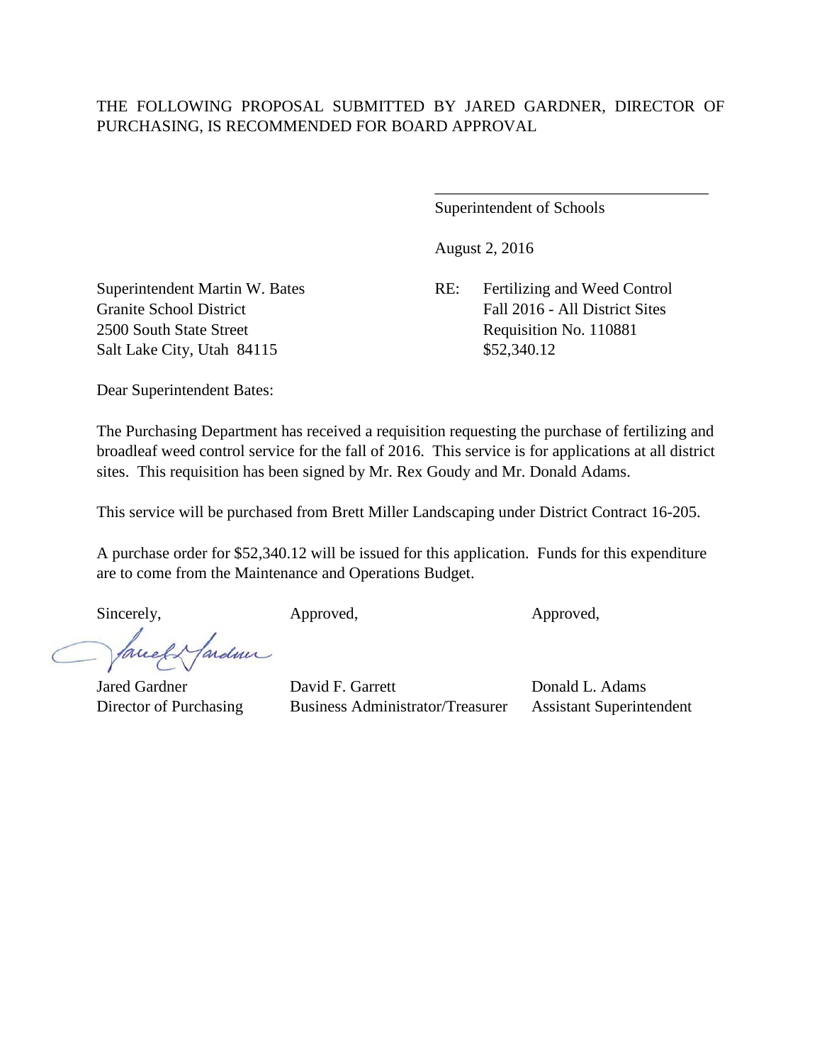THE FOLLOWING PROPOSAL SUBMITTED BY JARED GARDNER, DIRECTOR OF PURCHASING, IS RECOMMENDED FOR BOARD APPROVAL

\_\_\_\_\_\_\_\_\_\_\_\_\_\_\_\_\_\_\_\_\_\_\_\_\_\_\_\_\_\_\_\_\_\_
Superintendent of Schools

August 2, 2016

Superintendent Martin W. Bates
Granite School District
2500 South State Street
Salt Lake City, Utah 84115

RE: Fertilizing and Weed Control
Fall 2016 - All District Sites
Requisition No. 110881
$52,340.12

Dear Superintendent Bates:

The Purchasing Department has received a requisition requesting the purchase of fertilizing and broadleaf weed control service for the fall of 2016. This service is for applications at all district sites. This requisition has been signed by Mr. Rex Goudy and Mr. Donald Adams.

This service will be purchased from Brett Miller Landscaping under District Contract 16-205.

A purchase order for $52,340.12 will be issued for this application. Funds for this expenditure are to come from the Maintenance and Operations Budget.

| Sincerely, | Approved, | Approved, |
|---|---|---|
| Jared Gardner | David F. Garrett | Donald L. Adams |
| Director of Purchasing | Business Administrator/Treasurer | Assistant Superintendent |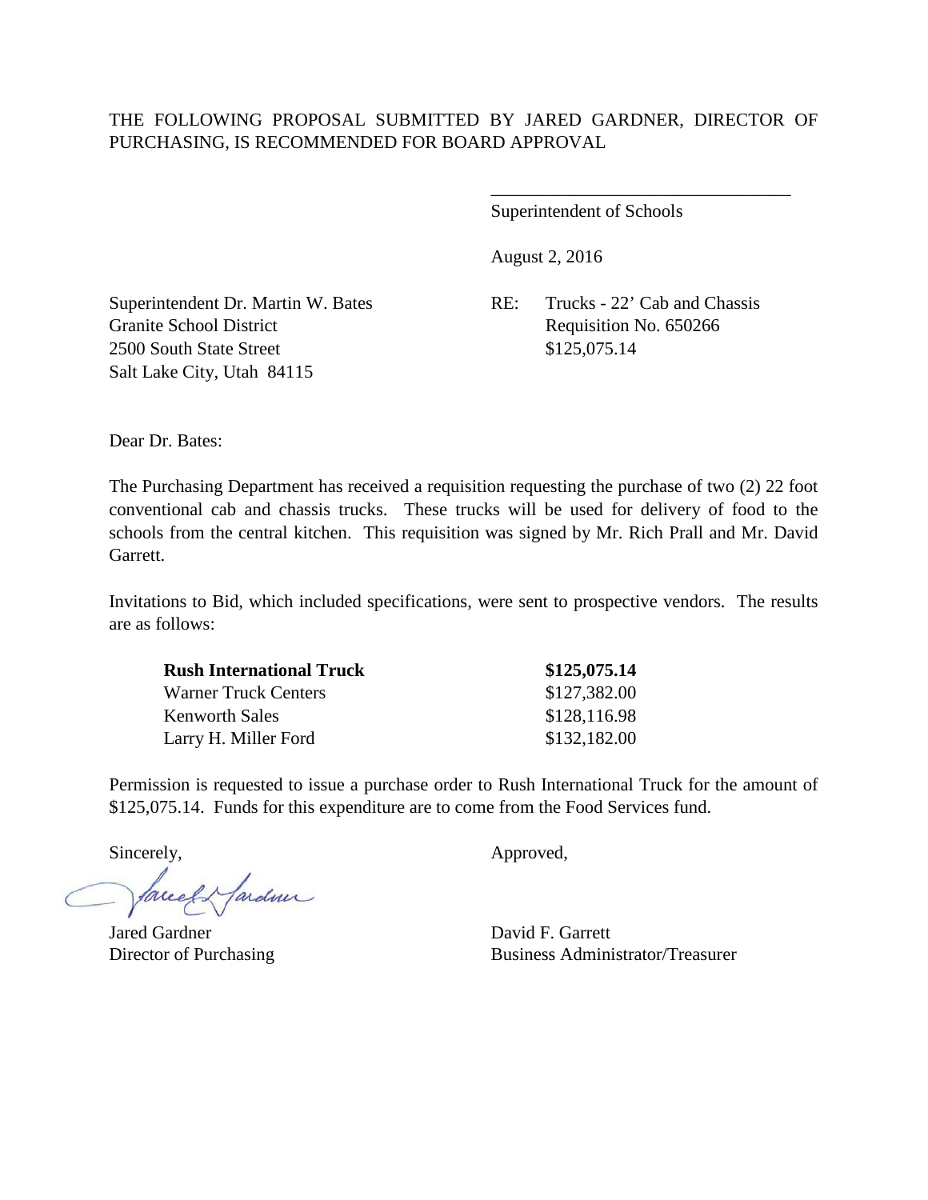THE FOLLOWING PROPOSAL SUBMITTED BY JARED GARDNER, DIRECTOR OF PURCHASING, IS RECOMMENDED FOR BOARD APPROVAL

\_\_\_\_\_\_\_\_\_\_\_\_\_\_\_\_\_\_\_\_\_\_\_\_\_\_\_\_\_\_\_\_\_\_

Superintendent of Schools

August 2, 2016

Superintendent Dr. Martin W. Bates
Granite School District
2500 South State Street
Salt Lake City, Utah 84115

RE: Trucks - 22' Cab and Chassis
Requisition No. 650266
$125,075.14

Dear Dr. Bates:

The Purchasing Department has received a requisition requesting the purchase of two (2) 22 foot conventional cab and chassis trucks. These trucks will be used for delivery of food to the schools from the central kitchen. This requisition was signed by Mr. Rich Prall and Mr. David Garrett.

Invitations to Bid, which included specifications, were sent to prospective vendors. The results are as follows:

| Vendor | Amount |
|---|---|
| **Rush International Truck** | **$125,075.14** |
| Warner Truck Centers | $127,382.00 |
| Kenworth Sales | $128,116.98 |
| Larry H. Miller Ford | $132,182.00 |

Permission is requested to issue a purchase order to Rush International Truck for the amount of $125,075.14. Funds for this expenditure are to come from the Food Services fund.

Sincerely,

Jared Gardner
Director of Purchasing

Approved,

David F. Garrett
Business Administrator/Treasurer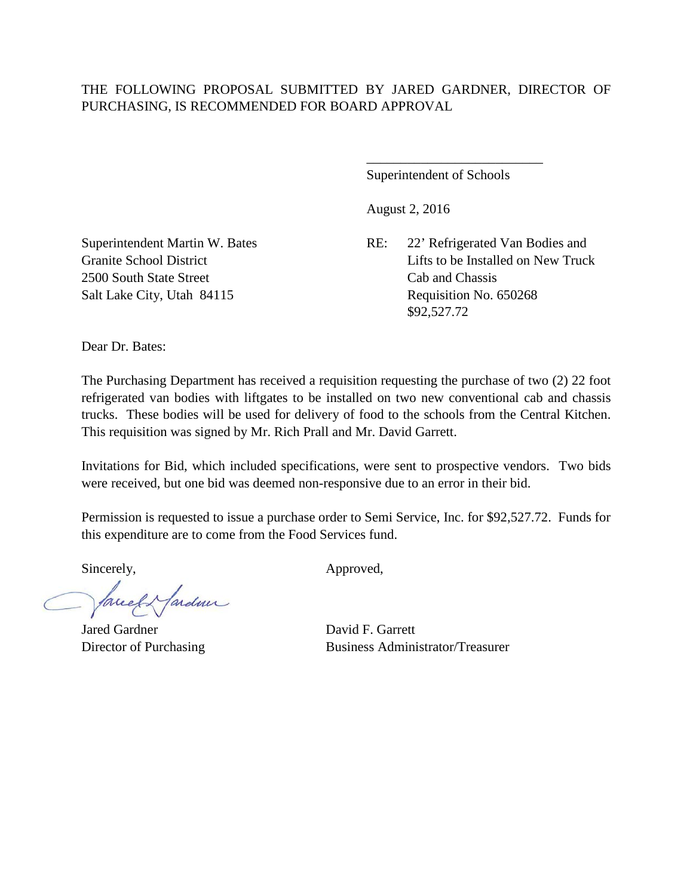THE FOLLOWING PROPOSAL SUBMITTED BY JARED GARDNER, DIRECTOR OF PURCHASING, IS RECOMMENDED FOR BOARD APPROVAL

\_\_\_\_\_\_\_\_\_\_\_\_\_\_\_\_\_\_\_\_\_\_\_\_\_\_
Superintendent of Schools

August 2, 2016

Superintendent Martin W. Bates
Granite School District
2500 South State Street
Salt Lake City, Utah 84115

RE: 22' Refrigerated Van Bodies and Lifts to be Installed on New Truck Cab and Chassis
Requisition No. 650268
$92,527.72

Dear Dr. Bates:

The Purchasing Department has received a requisition requesting the purchase of two (2) 22 foot refrigerated van bodies with liftgates to be installed on two new conventional cab and chassis trucks. These bodies will be used for delivery of food to the schools from the Central Kitchen. This requisition was signed by Mr. Rich Prall and Mr. David Garrett.

Invitations for Bid, which included specifications, were sent to prospective vendors. Two bids were received, but one bid was deemed non-responsive due to an error in their bid.

Permission is requested to issue a purchase order to Semi Service, Inc. for $92,527.72. Funds for this expenditure are to come from the Food Services fund.

Sincerely,

Jared Gardner
Director of Purchasing

Approved,

David F. Garrett
Business Administrator/Treasurer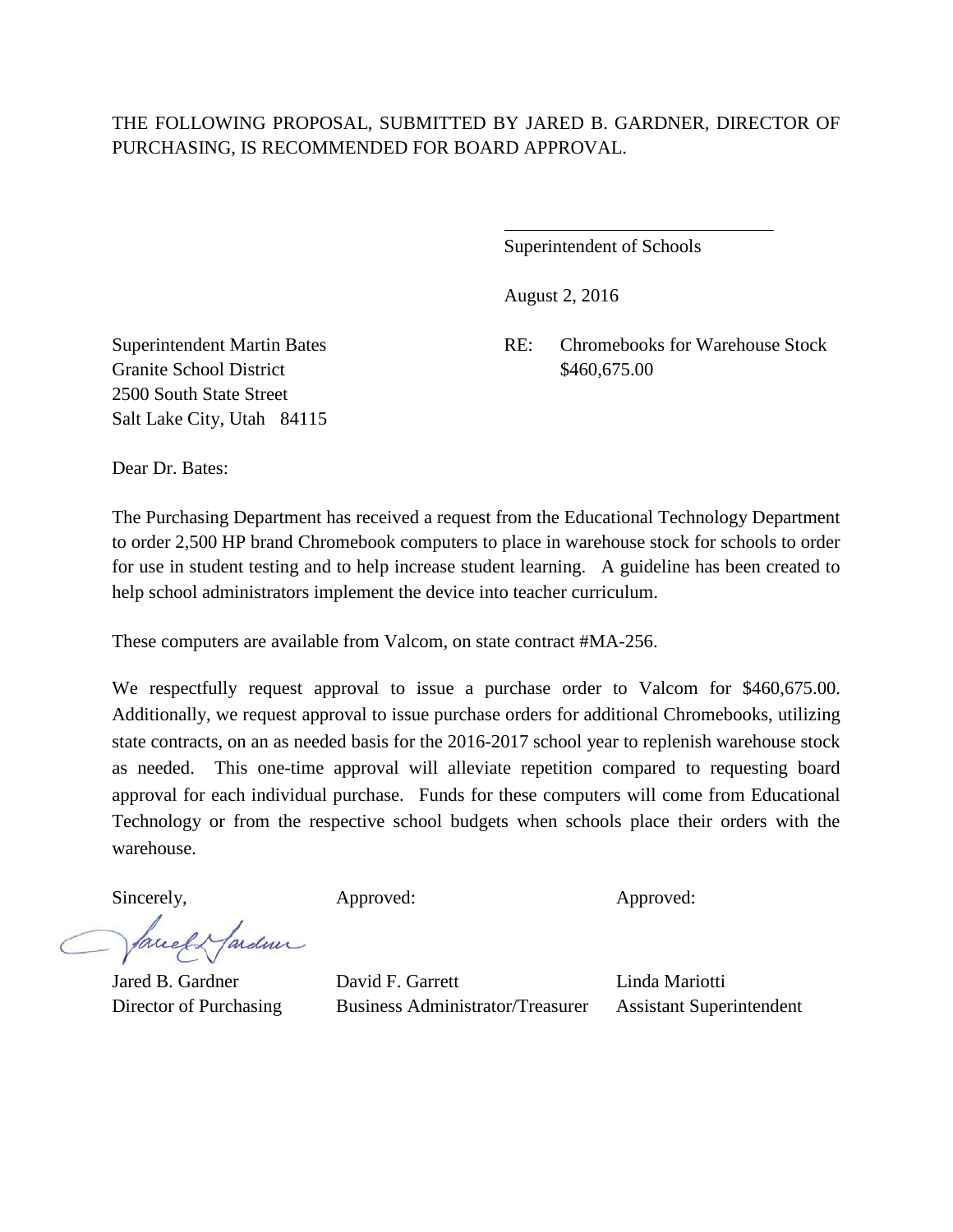THE FOLLOWING PROPOSAL, SUBMITTED BY JARED B. GARDNER, DIRECTOR OF PURCHASING, IS RECOMMENDED FOR BOARD APPROVAL.

\_\_\_\_\_\_\_\_\_\_\_\_\_\_\_\_\_\_\_\_\_\_\_\_\_\_\_\_\_\_

Superintendent of Schools

August 2, 2016

Superintendent Martin Bates
Granite School District
2500 South State Street
Salt Lake City, Utah 84115

RE: Chromebooks for Warehouse Stock
$460,675.00

Dear Dr. Bates:

The Purchasing Department has received a request from the Educational Technology Department to order 2,500 HP brand Chromebook computers to place in warehouse stock for schools to order for use in student testing and to help increase student learning. A guideline has been created to help school administrators implement the device into teacher curriculum.

These computers are available from Valcom, on state contract #MA-256.

We respectfully request approval to issue a purchase order to Valcom for $460,675.00. Additionally, we request approval to issue purchase orders for additional Chromebooks, utilizing state contracts, on an as needed basis for the 2016-2017 school year to replenish warehouse stock as needed. This one-time approval will alleviate repetition compared to requesting board approval for each individual purchase. Funds for these computers will come from Educational Technology or from the respective school budgets when schools place their orders with the warehouse.

| Sincerely, | Approved: | Approved: |
|---|---|---|
| Jared B. Gardner | David F. Garrett | Linda Mariotti |
| Director of Purchasing | Business Administrator/Treasurer | Assistant Superintendent |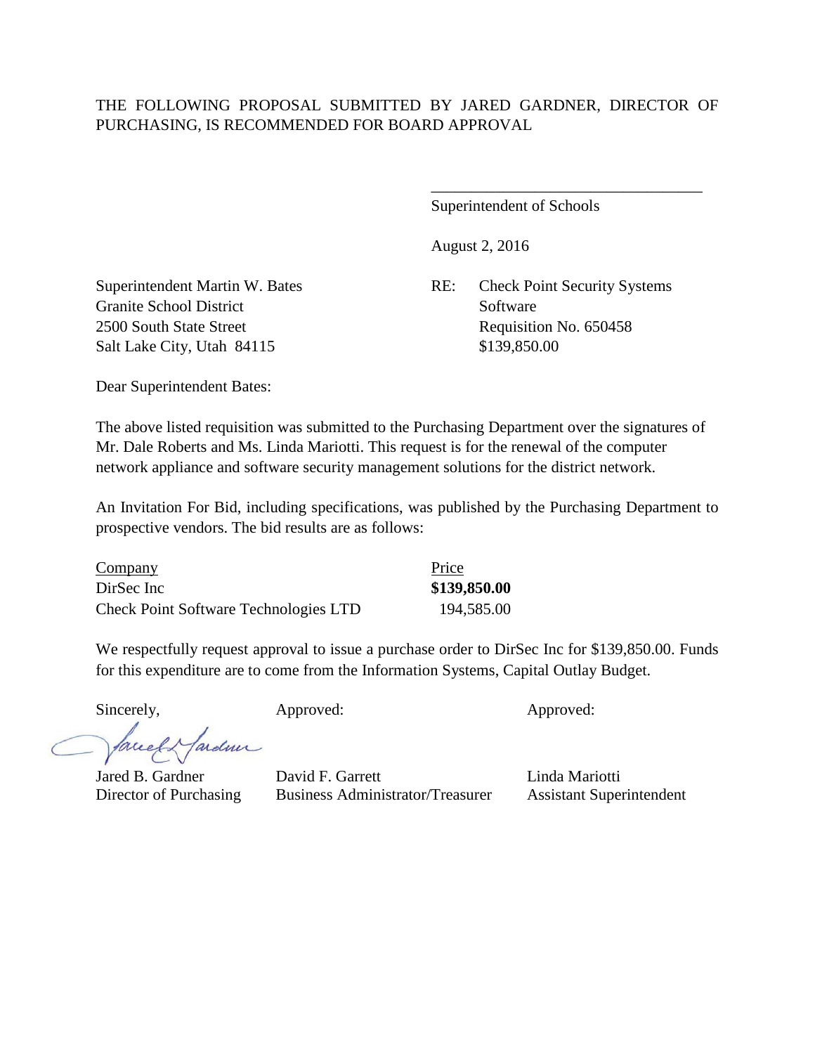THE FOLLOWING PROPOSAL SUBMITTED BY JARED GARDNER, DIRECTOR OF PURCHASING, IS RECOMMENDED FOR BOARD APPROVAL

\_\_\_\_\_\_\_\_\_\_\_\_\_\_\_\_\_\_\_\_\_\_\_\_\_\_\_\_\_\_\_\_\_\_

Superintendent of Schools

August 2, 2016

Superintendent Martin W. Bates
Granite School District
2500 South State Street
Salt Lake City, Utah 84115

RE: Check Point Security Systems Software
Requisition No. 650458
$139,850.00

Dear Superintendent Bates:

The above listed requisition was submitted to the Purchasing Department over the signatures of Mr. Dale Roberts and Ms. Linda Mariotti. This request is for the renewal of the computer network appliance and software security management solutions for the district network.

An Invitation For Bid, including specifications, was published by the Purchasing Department to prospective vendors. The bid results are as follows:

| Company | Price |
|---|---|
| DirSec Inc | **$139,850.00** |
| Check Point Software Technologies LTD | 194,585.00 |

We respectfully request approval to issue a purchase order to DirSec Inc for $139,850.00. Funds for this expenditure are to come from the Information Systems, Capital Outlay Budget.

| Sincerely, | Approved: | Approved: |
|---|---|---|
| Jared B. Gardner | David F. Garrett | Linda Mariotti |
| Director of Purchasing | Business Administrator/Treasurer | Assistant Superintendent |